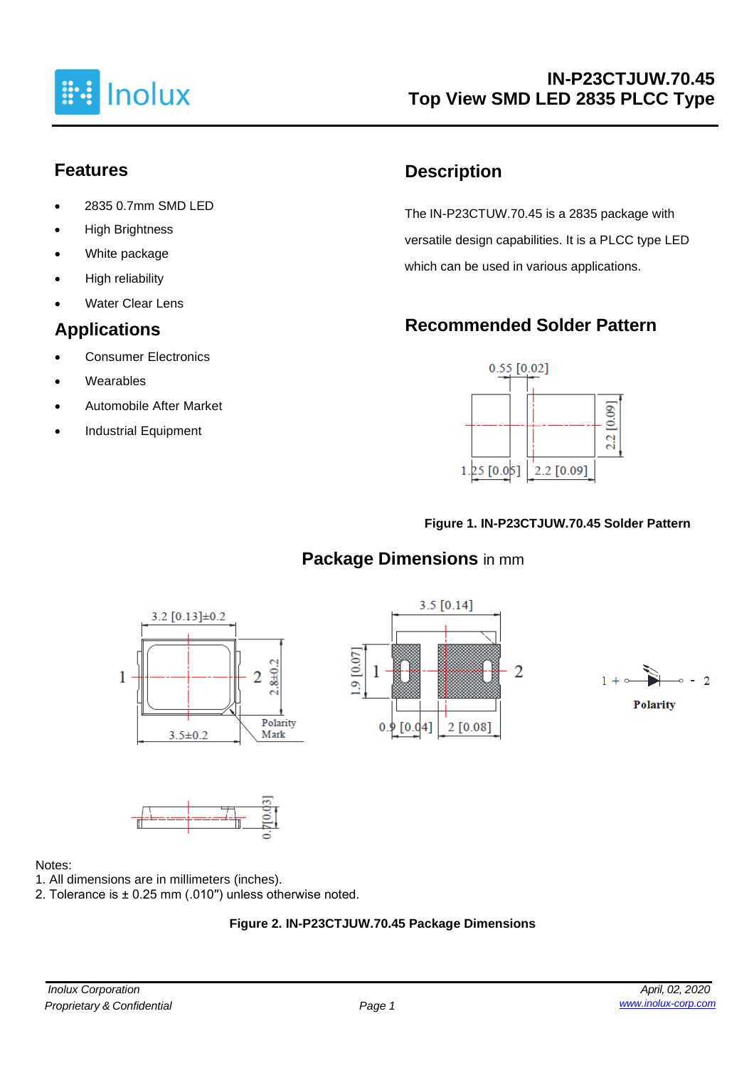# IN-P23CTJUW.70.45
# Top View SMD LED 2835 PLCC Type

## Features

- 2835 0.7mm SMD LED
- High Brightness
- White package
- High reliability
- Water Clear Lens

## Applications

- Consumer Electronics
- Wearables
- Automobile After Market
- Industrial Equipment

## Description

The IN-P23CTUW.70.45 is a 2835 package with versatile design capabilities. It is a PLCC type LED which can be used in various applications.

## Recommended Solder Pattern

**Figure 1. IN-P23CTJUW.70.45 Solder Pattern**

## Package Dimensions in mm

Notes:
1. All dimensions are in millimeters (inches).
2. Tolerance is ± 0.25 mm (.010″) unless otherwise noted.

**Figure 2. IN-P23CTJUW.70.45 Package Dimensions**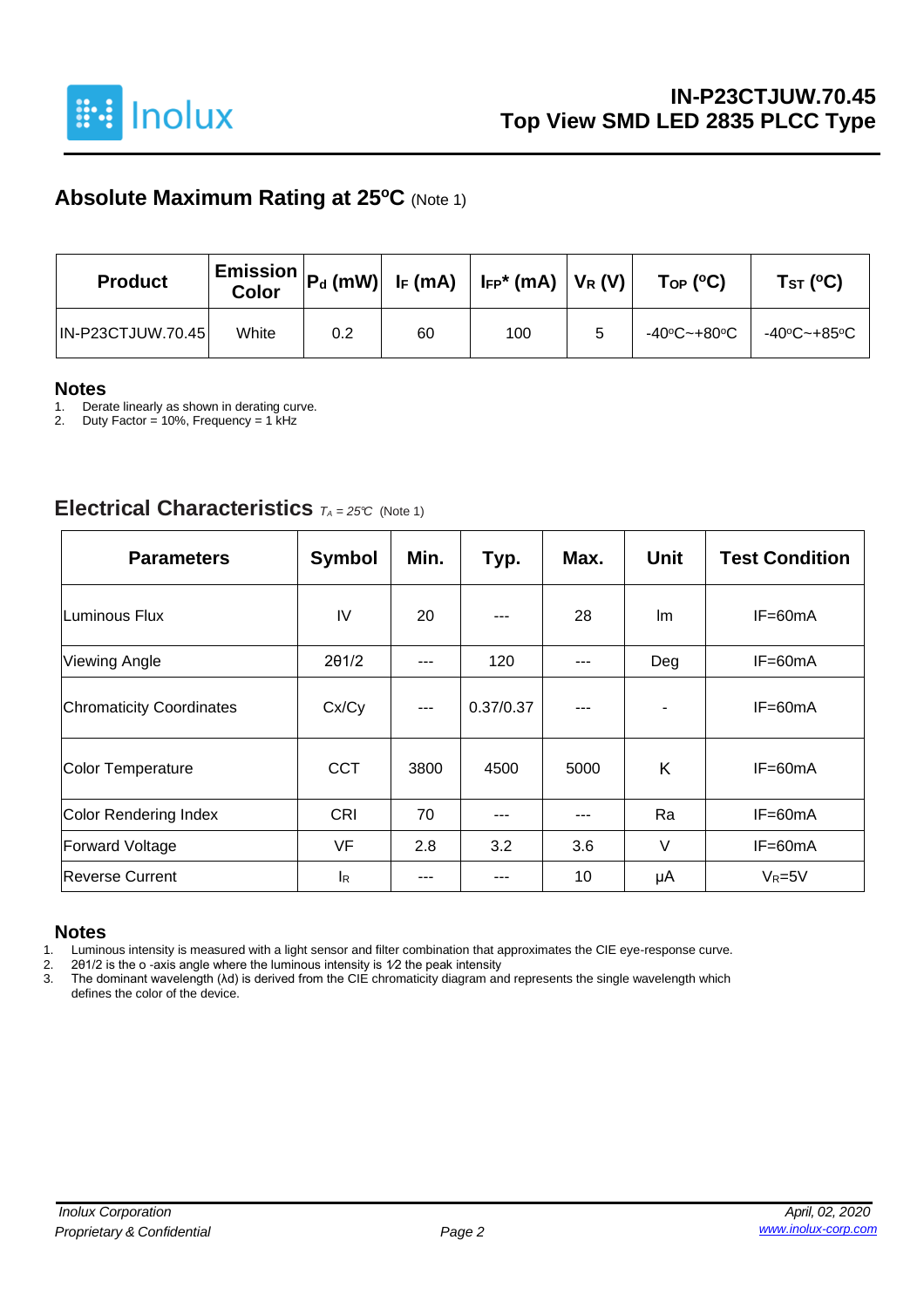## Absolute Maximum Rating at 25ºC (Note 1)

| Product | Emission Color | $P_d$ (mW) | $I_F$ (mA) | $I_{FP}$* (mA) | $V_R$ (V) | $T_{OP}$ (ºC) | $T_{ST}$ (ºC) |
|---|---|---|---|---|---|---|---|
| IN-P23CTJUW.70.45 | White | 0.2 | 60 | 100 | 5 | -40ºC~+80ºC | -40ºC~+85ºC |

### Notes

1. Derate linearly as shown in derating curve.
2. Duty Factor = 10%, Frequency = 1 kHz

## Electrical Characteristics $T_A = 25℃$ (Note 1)

| Parameters | Symbol | Min. | Typ. | Max. | Unit | Test Condition |
|---|---|---|---|---|---|---|
| Luminous Flux | IV | 20 | --- | 28 | lm | IF=60mA |
| Viewing Angle | 2θ1/2 | --- | 120 | --- | Deg | IF=60mA |
| Chromaticity Coordinates | Cx/Cy | --- | 0.37/0.37 | --- | - | IF=60mA |
| Color Temperature | CCT | 3800 | 4500 | 5000 | K | IF=60mA |
| Color Rendering Index | CRI | 70 | --- | --- | Ra | IF=60mA |
| Forward Voltage | VF | 2.8 | 3.2 | 3.6 | V | IF=60mA |
| Reverse Current | $I_R$ | --- | --- | 10 | μA | $V_R$=5V |

### Notes

1. Luminous intensity is measured with a light sensor and filter combination that approximates the CIE eye-response curve.
2. 2θ1/2 is the o -axis angle where the luminous intensity is 1⁄2 the peak intensity
3. The dominant wavelength (λd) is derived from the CIE chromaticity diagram and represents the single wavelength which defines the color of the device.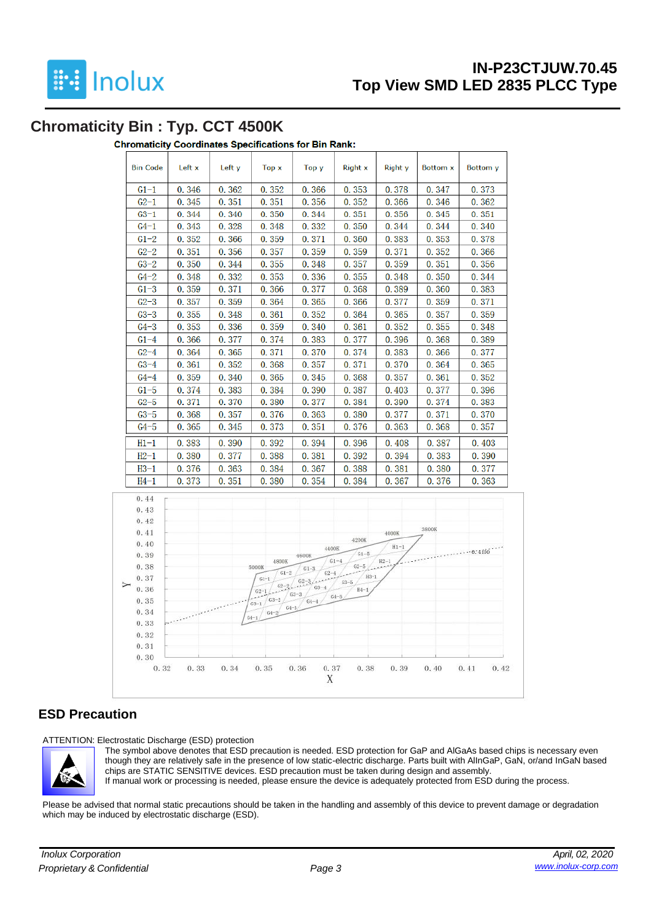## Chromaticity Bin : Typ. CCT 4500K

**Chromaticity Coordinates Specifications for Bin Rank:**

| Bin Code | Left x | Left y | Top x | Top y | Right x | Right y | Bottom x | Bottom y |
|---|---|---|---|---|---|---|---|---|
| G1-1 | 0.346 | 0.362 | 0.352 | 0.366 | 0.353 | 0.378 | 0.347 | 0.373 |
| G2-1 | 0.345 | 0.351 | 0.351 | 0.356 | 0.352 | 0.366 | 0.346 | 0.362 |
| G3-1 | 0.344 | 0.340 | 0.350 | 0.344 | 0.351 | 0.356 | 0.345 | 0.351 |
| G4-1 | 0.343 | 0.328 | 0.348 | 0.332 | 0.350 | 0.344 | 0.344 | 0.340 |
| G1-2 | 0.352 | 0.366 | 0.359 | 0.371 | 0.360 | 0.383 | 0.353 | 0.378 |
| G2-2 | 0.351 | 0.356 | 0.357 | 0.359 | 0.359 | 0.371 | 0.352 | 0.366 |
| G3-2 | 0.350 | 0.344 | 0.355 | 0.348 | 0.357 | 0.359 | 0.351 | 0.356 |
| G4-2 | 0.348 | 0.332 | 0.353 | 0.336 | 0.355 | 0.348 | 0.350 | 0.344 |
| G1-3 | 0.359 | 0.371 | 0.366 | 0.377 | 0.368 | 0.389 | 0.360 | 0.383 |
| G2-3 | 0.357 | 0.359 | 0.364 | 0.365 | 0.366 | 0.377 | 0.359 | 0.371 |
| G3-3 | 0.355 | 0.348 | 0.361 | 0.352 | 0.364 | 0.365 | 0.357 | 0.359 |
| G4-3 | 0.353 | 0.336 | 0.359 | 0.340 | 0.361 | 0.352 | 0.355 | 0.348 |
| G1-4 | 0.366 | 0.377 | 0.374 | 0.383 | 0.377 | 0.396 | 0.368 | 0.389 |
| G2-4 | 0.364 | 0.365 | 0.371 | 0.370 | 0.374 | 0.383 | 0.366 | 0.377 |
| G3-4 | 0.361 | 0.352 | 0.368 | 0.357 | 0.371 | 0.370 | 0.364 | 0.365 |
| G4-4 | 0.359 | 0.340 | 0.365 | 0.345 | 0.368 | 0.357 | 0.361 | 0.352 |
| G1-5 | 0.374 | 0.383 | 0.384 | 0.390 | 0.387 | 0.403 | 0.377 | 0.396 |
| G2-5 | 0.371 | 0.370 | 0.380 | 0.377 | 0.384 | 0.390 | 0.374 | 0.383 |
| G3-5 | 0.368 | 0.357 | 0.376 | 0.363 | 0.380 | 0.377 | 0.371 | 0.370 |
| G4-5 | 0.365 | 0.345 | 0.373 | 0.351 | 0.376 | 0.363 | 0.368 | 0.357 |
| H1-1 | 0.383 | 0.390 | 0.392 | 0.394 | 0.396 | 0.408 | 0.387 | 0.403 |
| H2-1 | 0.380 | 0.377 | 0.388 | 0.381 | 0.392 | 0.394 | 0.383 | 0.390 |
| H3-1 | 0.376 | 0.363 | 0.384 | 0.367 | 0.388 | 0.381 | 0.380 | 0.377 |
| H4-1 | 0.373 | 0.351 | 0.380 | 0.354 | 0.384 | 0.367 | 0.376 | 0.363 |

## ESD Precaution

ATTENTION: Electrostatic Discharge (ESD) protection

The symbol above denotes that ESD precaution is needed. ESD protection for GaP and AlGaAs based chips is necessary even though they are relatively safe in the presence of low static-electric discharge. Parts built with AlInGaP, GaN, or/and InGaN based chips are STATIC SENSITIVE devices. ESD precaution must be taken during design and assembly.
If manual work or processing is needed, please ensure the device is adequately protected from ESD during the process.

Please be advised that normal static precautions should be taken in the handling and assembly of this device to prevent damage or degradation which may be induced by electrostatic discharge (ESD).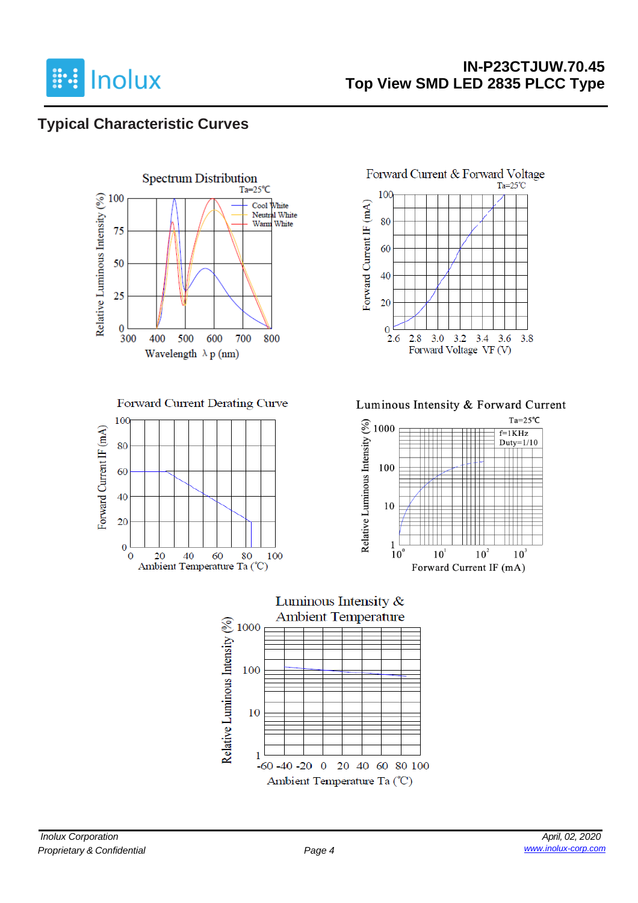## Typical Characteristic Curves

Spectrum Distribution

Ta=25℃

Relative Luminous Intensity (%)

Cool White
Neutral White
Warm White

Wavelength λp (nm)

Forward Current & Forward Voltage

Ta=25℃

Forward Current IF (mA)

Forward Voltage VF (V)

Forward Current Derating Curve

Forward Current IF (mA)

Ambient Temperature Ta (℃)

Luminous Intensity & Forward Current

Ta=25℃

f=1KHz
Duty=1/10

Relative Luminous Intensity (%)

Forward Current IF (mA)

Luminous Intensity & Ambient Temperature

Relative Luminous Intensity (%)

Ambient Temperature Ta (℃)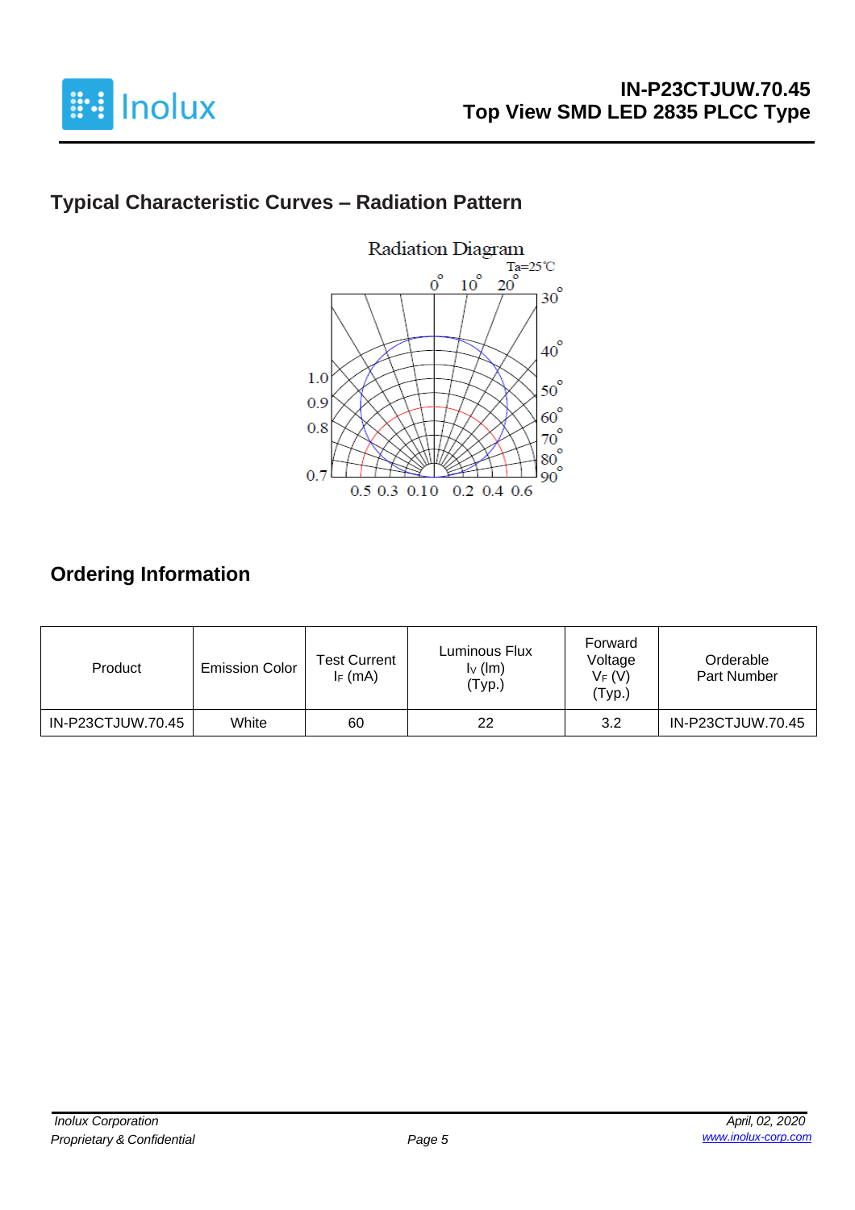## Typical Characteristic Curves – Radiation Pattern

Radiation Diagram

Ta=25℃

## Ordering Information

| Product | Emission Color | Test Current $I_F$ (mA) | Luminous Flux $I_V$ (lm) (Typ.) | Forward Voltage $V_F$ (V) (Typ.) | Orderable Part Number |
|---|---|---|---|---|---|
| IN-P23CTJUW.70.45 | White | 60 | 22 | 3.2 | IN-P23CTJUW.70.45 |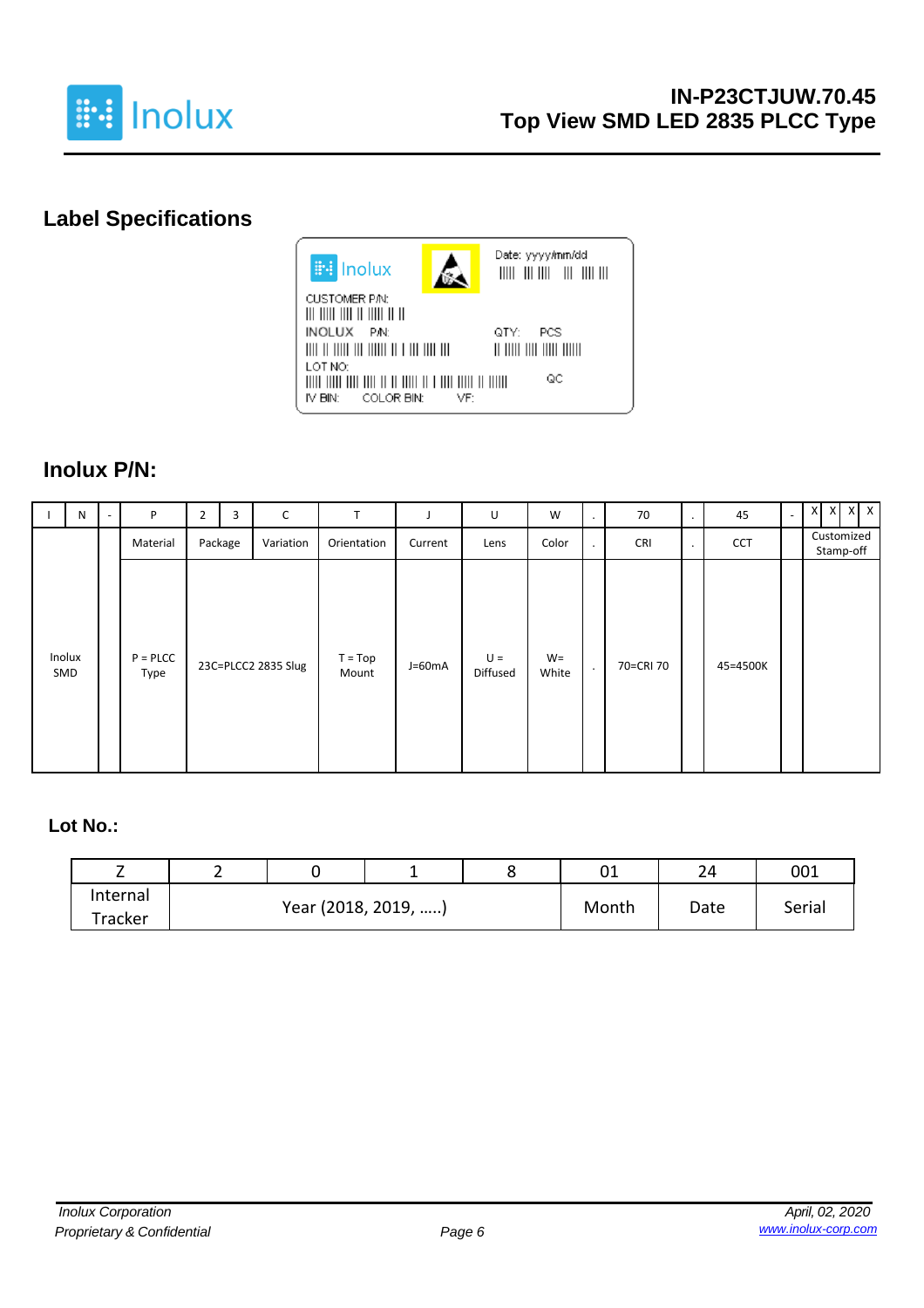## Label Specifications

Inolux

Date: yyyy/mm/dd

CUSTOMER P/N:

INOLUX P/N:

QTY: PCS

LOT NO:

QC

IV BIN: COLOR BIN: VF:

## Inolux P/N:

| I | N | - | P | 2 | 3 | C | T | J | U | W | . | 70 | . | 45 | - | X | X | X | X |
|---|---|---|---|---|---|---|---|---|---|---|---|---|---|---|---|---|---|---|---|
| | | | Material | Package | | Variation | Orientation | Current | Lens | Color | . | CRI | . | CCT | | Customized Stamp-off | | | |
| Inolux SMD | | | P = PLCC Type | 23C=PLCC2 2835 Slug | | | T = Top Mount | J=60mA | U = Diffused | W= White | . | 70=CRI 70 | | 45=4500K | | | | | |

## Lot No.:

| Z | 2 | 0 | 1 | 8 | 01 | 24 | 001 |
|---|---|---|---|---|---|---|---|
| Internal Tracker | Year (2018, 2019, …..) | | | | Month | Date | Serial |

*Inolux Corporation*
*Proprietary & Confidential*

*April, 02, 2020*
*www.inolux-corp.com*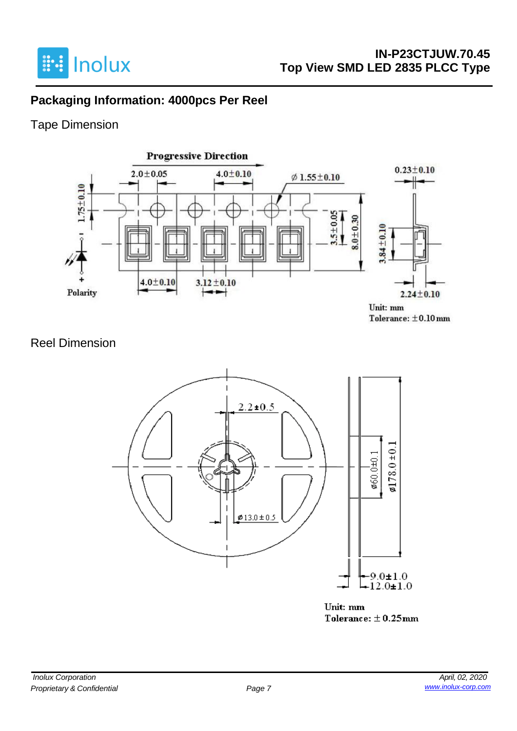## Packaging Information: 4000pcs Per Reel

### Tape Dimension

Progressive Direction

2.0±0.05 4.0±0.10 ϕ1.55±0.10 0.23±0.10

1.75±0.10 3.5±0.05 8.0±0.30 3.84±0.10

4.0±0.10 3.12±0.10 2.24±0.10

Polarity

Unit: mm
Tolerance: ±0.10mm

### Reel Dimension

2.2±0.5

ϕ13.0±0.5

ϕ60.0±0.1 ϕ178.0±0.1

9.0±1.0
12.0±1.0

Unit: mm
Tolerance: ±0.25mm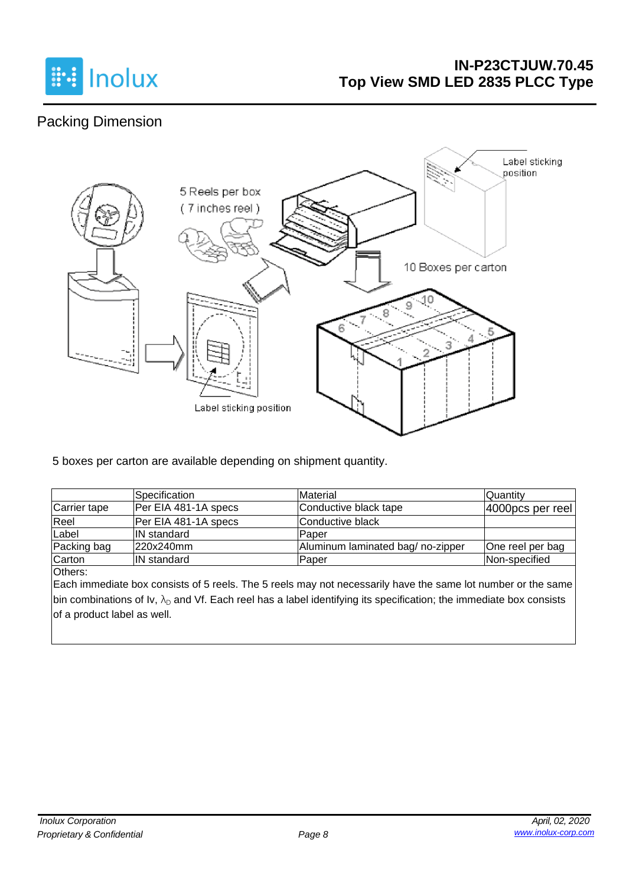## Packing Dimension

5 boxes per carton are available depending on shipment quantity.

| | Specification | Material | Quantity |
|---|---|---|---|
| Carrier tape | Per EIA 481-1A specs | Conductive black tape | 4000pcs per reel |
| Reel | Per EIA 481-1A specs | Conductive black | |
| Label | IN standard | Paper | |
| Packing bag | 220x240mm | Aluminum laminated bag/ no-zipper | One reel per bag |
| Carton | IN standard | Paper | Non-specified |

Others:
Each immediate box consists of 5 reels. The 5 reels may not necessarily have the same lot number or the same bin combinations of Iv, $\lambda_D$ and Vf. Each reel has a label identifying its specification; the immediate box consists of a product label as well.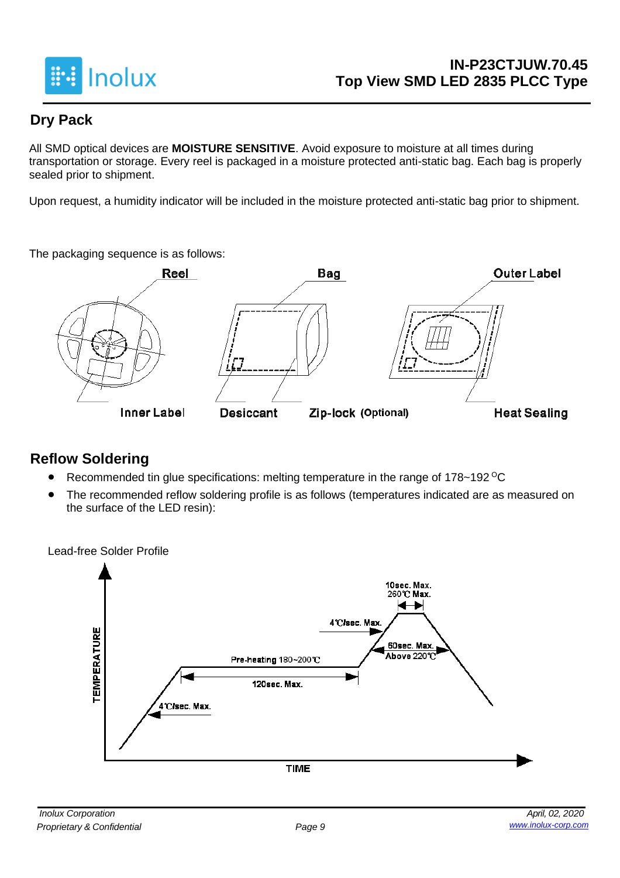## Dry Pack

All SMD optical devices are **MOISTURE SENSITIVE**. Avoid exposure to moisture at all times during transportation or storage. Every reel is packaged in a moisture protected anti-static bag. Each bag is properly sealed prior to shipment.

Upon request, a humidity indicator will be included in the moisture protected anti-static bag prior to shipment.

The packaging sequence is as follows:

Reel, Bag, Outer Label, Inner Label, Desiccant, Zip-lock (Optional), Heat Sealing

## Reflow Soldering

- Recommended tin glue specifications: melting temperature in the range of 178~192 °C
- The recommended reflow soldering profile is as follows (temperatures indicated are as measured on the surface of the LED resin):

Lead-free Solder Profile

TEMPERATURE / TIME

- 4℃/sec. Max.
- Pre-heating 180~200℃
- 120sec. Max.
- 4℃/sec. Max.
- 10sec. Max. 260℃ Max.
- 60sec. Max. Above 220℃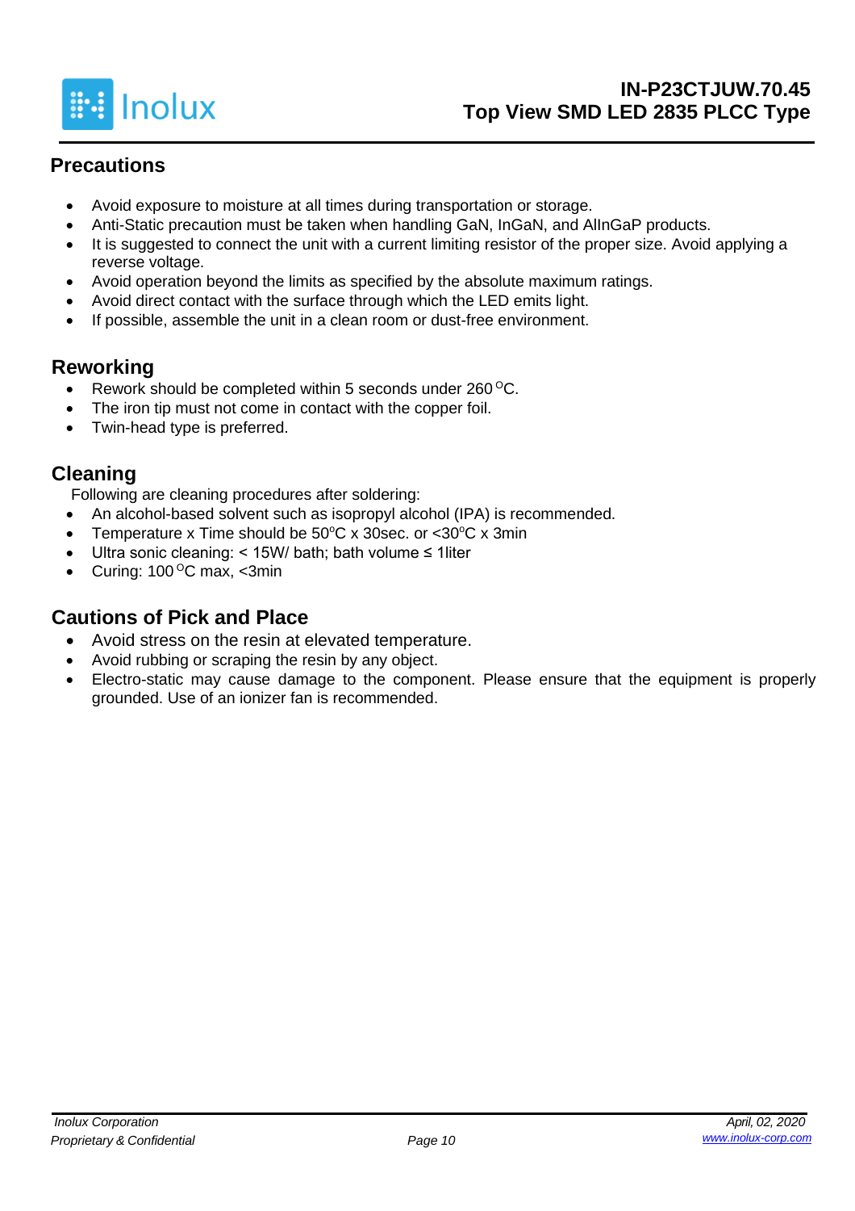## Precautions

- Avoid exposure to moisture at all times during transportation or storage.
- Anti-Static precaution must be taken when handling GaN, InGaN, and AlInGaP products.
- It is suggested to connect the unit with a current limiting resistor of the proper size. Avoid applying a reverse voltage.
- Avoid operation beyond the limits as specified by the absolute maximum ratings.
- Avoid direct contact with the surface through which the LED emits light.
- If possible, assemble the unit in a clean room or dust-free environment.

## Reworking

- Rework should be completed within 5 seconds under 260 $^{O}$C.
- The iron tip must not come in contact with the copper foil.
- Twin-head type is preferred.

## Cleaning

Following are cleaning procedures after soldering:

- An alcohol-based solvent such as isopropyl alcohol (IPA) is recommended.
- Temperature x Time should be 50$^{o}$C x 30sec. or <30$^{o}$C x 3min
- Ultra sonic cleaning: < 15W/ bath; bath volume ≤ 1liter
- Curing: 100 $^{O}$C max, <3min

## Cautions of Pick and Place

- Avoid stress on the resin at elevated temperature.
- Avoid rubbing or scraping the resin by any object.
- Electro-static may cause damage to the component. Please ensure that the equipment is properly grounded. Use of an ionizer fan is recommended.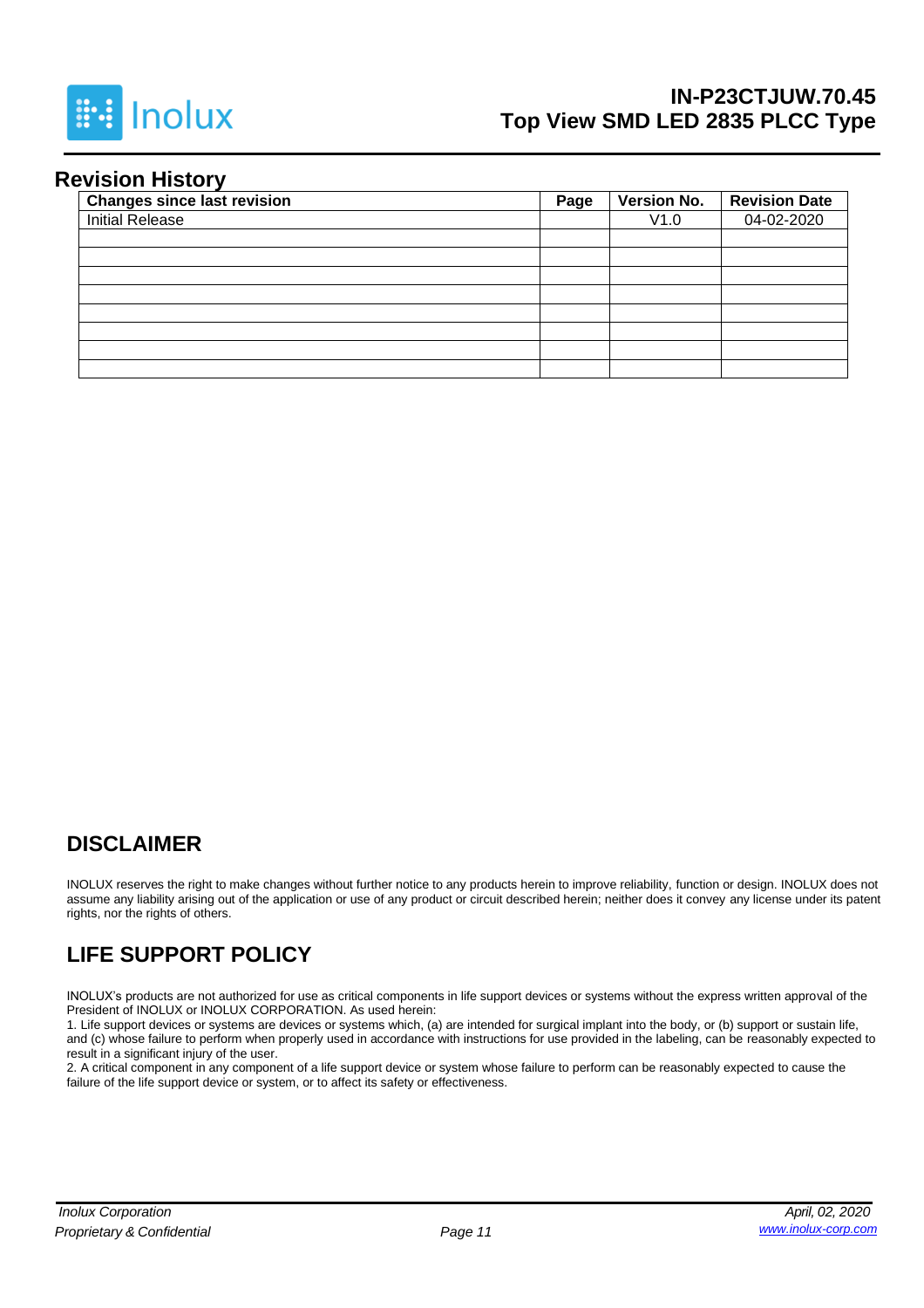## Revision History

| Changes since last revision | Page | Version No. | Revision Date |
|---|---|---|---|
| Initial Release | | V1.0 | 04-02-2020 |
| | | | |
| | | | |
| | | | |
| | | | |
| | | | |
| | | | |
| | | | |
| | | | |

## DISCLAIMER

INOLUX reserves the right to make changes without further notice to any products herein to improve reliability, function or design. INOLUX does not assume any liability arising out of the application or use of any product or circuit described herein; neither does it convey any license under its patent rights, nor the rights of others.

## LIFE SUPPORT POLICY

INOLUX's products are not authorized for use as critical components in life support devices or systems without the express written approval of the President of INOLUX or INOLUX CORPORATION. As used herein:

1. Life support devices or systems are devices or systems which, (a) are intended for surgical implant into the body, or (b) support or sustain life, and (c) whose failure to perform when properly used in accordance with instructions for use provided in the labeling, can be reasonably expected to result in a significant injury of the user.
2. A critical component in any component of a life support device or system whose failure to perform can be reasonably expected to cause the failure of the life support device or system, or to affect its safety or effectiveness.